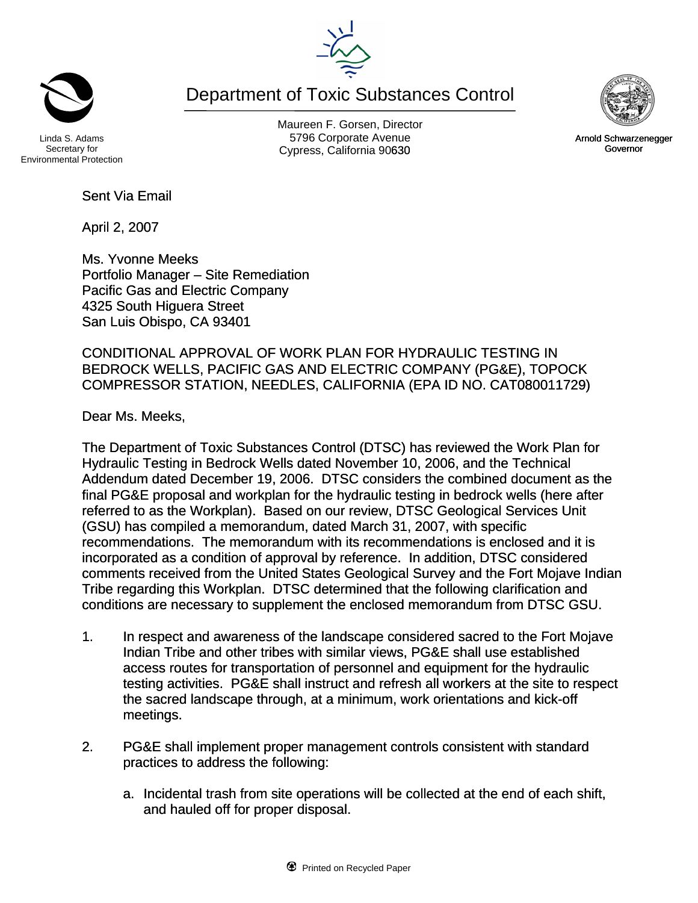Linda S. Adams
Secretary for
Environmental Protection

# Department of Toxic Substances Control

Maureen F. Gorsen, Director
5796 Corporate Avenue
Cypress, California 90630

Arnold Schwarzenegger
Governor

Sent Via Email

April 2, 2007

Ms. Yvonne Meeks
Portfolio Manager – Site Remediation
Pacific Gas and Electric Company
4325 South Higuera Street
San Luis Obispo, CA 93401

CONDITIONAL APPROVAL OF WORK PLAN FOR HYDRAULIC TESTING IN BEDROCK WELLS, PACIFIC GAS AND ELECTRIC COMPANY (PG&E), TOPOCK COMPRESSOR STATION, NEEDLES, CALIFORNIA (EPA ID NO. CAT080011729)

Dear Ms. Meeks,

The Department of Toxic Substances Control (DTSC) has reviewed the Work Plan for Hydraulic Testing in Bedrock Wells dated November 10, 2006, and the Technical Addendum dated December 19, 2006. DTSC considers the combined document as the final PG&E proposal and workplan for the hydraulic testing in bedrock wells (here after referred to as the Workplan). Based on our review, DTSC Geological Services Unit (GSU) has compiled a memorandum, dated March 31, 2007, with specific recommendations. The memorandum with its recommendations is enclosed and it is incorporated as a condition of approval by reference. In addition, DTSC considered comments received from the United States Geological Survey and the Fort Mojave Indian Tribe regarding this Workplan. DTSC determined that the following clarification and conditions are necessary to supplement the enclosed memorandum from DTSC GSU.

1. In respect and awareness of the landscape considered sacred to the Fort Mojave Indian Tribe and other tribes with similar views, PG&E shall use established access routes for transportation of personnel and equipment for the hydraulic testing activities. PG&E shall instruct and refresh all workers at the site to respect the sacred landscape through, at a minimum, work orientations and kick-off meetings.

2. PG&E shall implement proper management controls consistent with standard practices to address the following:

   a. Incidental trash from site operations will be collected at the end of each shift, and hauled off for proper disposal.

Printed on Recycled Paper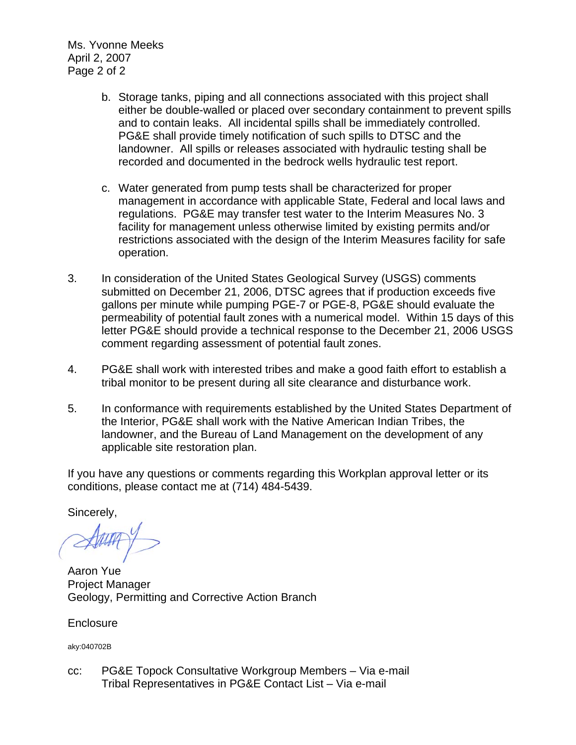b. Storage tanks, piping and all connections associated with this project shall either be double-walled or placed over secondary containment to prevent spills and to contain leaks. All incidental spills shall be immediately controlled. PG&E shall provide timely notification of such spills to DTSC and the landowner. All spills or releases associated with hydraulic testing shall be recorded and documented in the bedrock wells hydraulic test report.

c. Water generated from pump tests shall be characterized for proper management in accordance with applicable State, Federal and local laws and regulations. PG&E may transfer test water to the Interim Measures No. 3 facility for management unless otherwise limited by existing permits and/or restrictions associated with the design of the Interim Measures facility for safe operation.

3. In consideration of the United States Geological Survey (USGS) comments submitted on December 21, 2006, DTSC agrees that if production exceeds five gallons per minute while pumping PGE-7 or PGE-8, PG&E should evaluate the permeability of potential fault zones with a numerical model. Within 15 days of this letter PG&E should provide a technical response to the December 21, 2006 USGS comment regarding assessment of potential fault zones.

4. PG&E shall work with interested tribes and make a good faith effort to establish a tribal monitor to be present during all site clearance and disturbance work.

5. In conformance with requirements established by the United States Department of the Interior, PG&E shall work with the Native American Indian Tribes, the landowner, and the Bureau of Land Management on the development of any applicable site restoration plan.

If you have any questions or comments regarding this Workplan approval letter or its conditions, please contact me at (714) 484-5439.

Sincerely,

Aaron Yue
Project Manager
Geology, Permitting and Corrective Action Branch

Enclosure

aky:040702B

cc: PG&E Topock Consultative Workgroup Members – Via e-mail
Tribal Representatives in PG&E Contact List – Via e-mail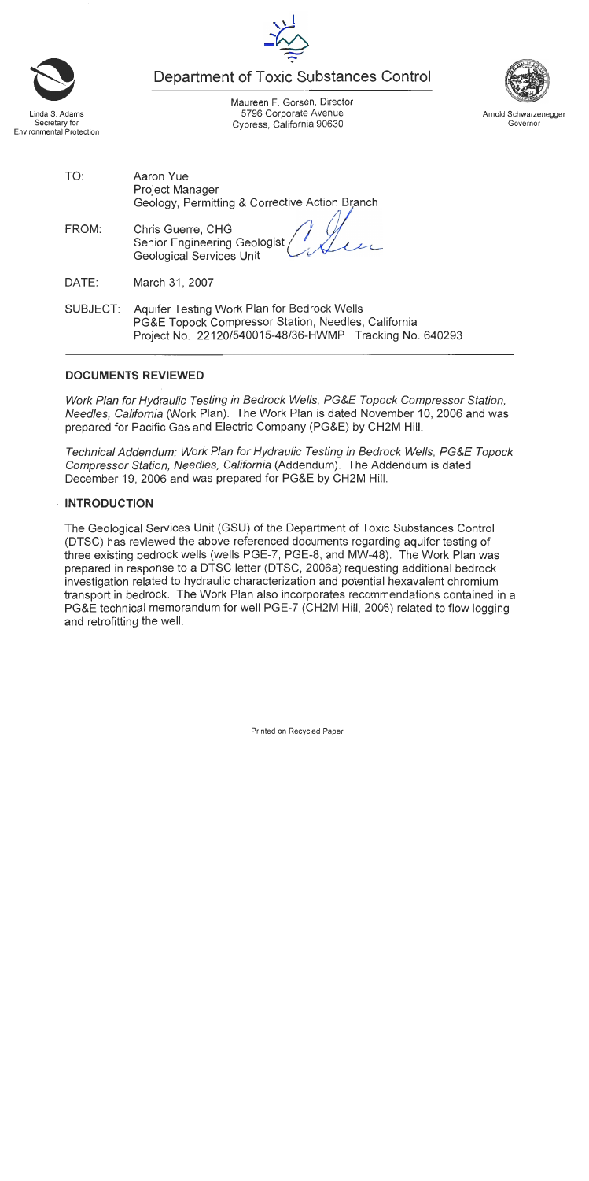# Department of Toxic Substances Control

Linda S. Adams
Secretary for
Environmental Protection

Maureen F. Gorsen, Director
5796 Corporate Avenue
Cypress, California 90630

Arnold Schwarzenegger
Governor

TO: Aaron Yue
Project Manager
Geology, Permitting & Corrective Action Branch

FROM: Chris Guerre, CHG
Senior Engineering Geologist
Geological Services Unit

DATE: March 31, 2007

SUBJECT: Aquifer Testing Work Plan for Bedrock Wells
PG&E Topock Compressor Station, Needles, California
Project No. 22120/540015-48/36-HWMP Tracking No. 640293

## DOCUMENTS REVIEWED

*Work Plan for Hydraulic Testing in Bedrock Wells, PG&E Topock Compressor Station, Needles, California* (Work Plan). The Work Plan is dated November 10, 2006 and was prepared for Pacific Gas and Electric Company (PG&E) by CH2M Hill.

*Technical Addendum: Work Plan for Hydraulic Testing in Bedrock Wells, PG&E Topock Compressor Station, Needles, California* (Addendum). The Addendum is dated December 19, 2006 and was prepared for PG&E by CH2M Hill.

## INTRODUCTION

The Geological Services Unit (GSU) of the Department of Toxic Substances Control (DTSC) has reviewed the above-referenced documents regarding aquifer testing of three existing bedrock wells (wells PGE-7, PGE-8, and MW-48). The Work Plan was prepared in response to a DTSC letter (DTSC, 2006a) requesting additional bedrock investigation related to hydraulic characterization and potential hexavalent chromium transport in bedrock. The Work Plan also incorporates recommendations contained in a PG&E technical memorandum for well PGE-7 (CH2M Hill, 2006) related to flow logging and retrofitting the well.

Printed on Recycled Paper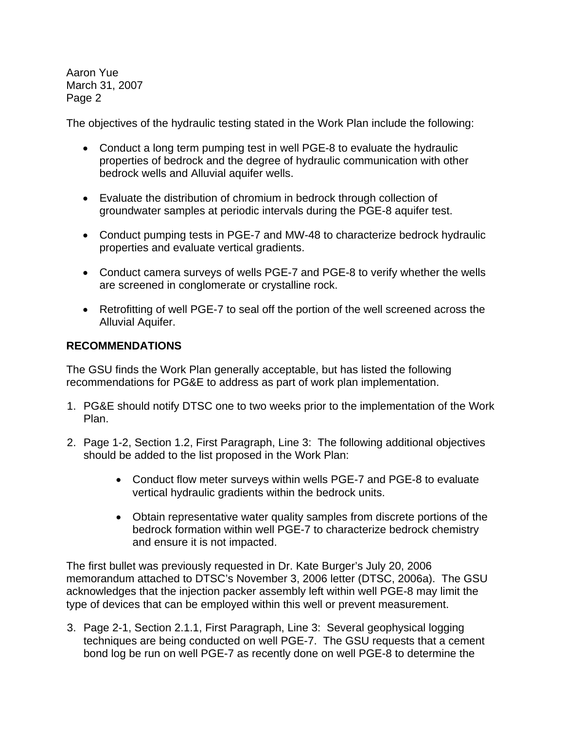The objectives of the hydraulic testing stated in the Work Plan include the following:

- Conduct a long term pumping test in well PGE-8 to evaluate the hydraulic properties of bedrock and the degree of hydraulic communication with other bedrock wells and Alluvial aquifer wells.
- Evaluate the distribution of chromium in bedrock through collection of groundwater samples at periodic intervals during the PGE-8 aquifer test.
- Conduct pumping tests in PGE-7 and MW-48 to characterize bedrock hydraulic properties and evaluate vertical gradients.
- Conduct camera surveys of wells PGE-7 and PGE-8 to verify whether the wells are screened in conglomerate or crystalline rock.
- Retrofitting of well PGE-7 to seal off the portion of the well screened across the Alluvial Aquifer.

**RECOMMENDATIONS**

The GSU finds the Work Plan generally acceptable, but has listed the following recommendations for PG&E to address as part of work plan implementation.

1. PG&E should notify DTSC one to two weeks prior to the implementation of the Work Plan.
2. Page 1-2, Section 1.2, First Paragraph, Line 3: The following additional objectives should be added to the list proposed in the Work Plan:
    - Conduct flow meter surveys within wells PGE-7 and PGE-8 to evaluate vertical hydraulic gradients within the bedrock units.
    - Obtain representative water quality samples from discrete portions of the bedrock formation within well PGE-7 to characterize bedrock chemistry and ensure it is not impacted.

The first bullet was previously requested in Dr. Kate Burger's July 20, 2006 memorandum attached to DTSC's November 3, 2006 letter (DTSC, 2006a). The GSU acknowledges that the injection packer assembly left within well PGE-8 may limit the type of devices that can be employed within this well or prevent measurement.

3. Page 2-1, Section 2.1.1, First Paragraph, Line 3: Several geophysical logging techniques are being conducted on well PGE-7. The GSU requests that a cement bond log be run on well PGE-7 as recently done on well PGE-8 to determine the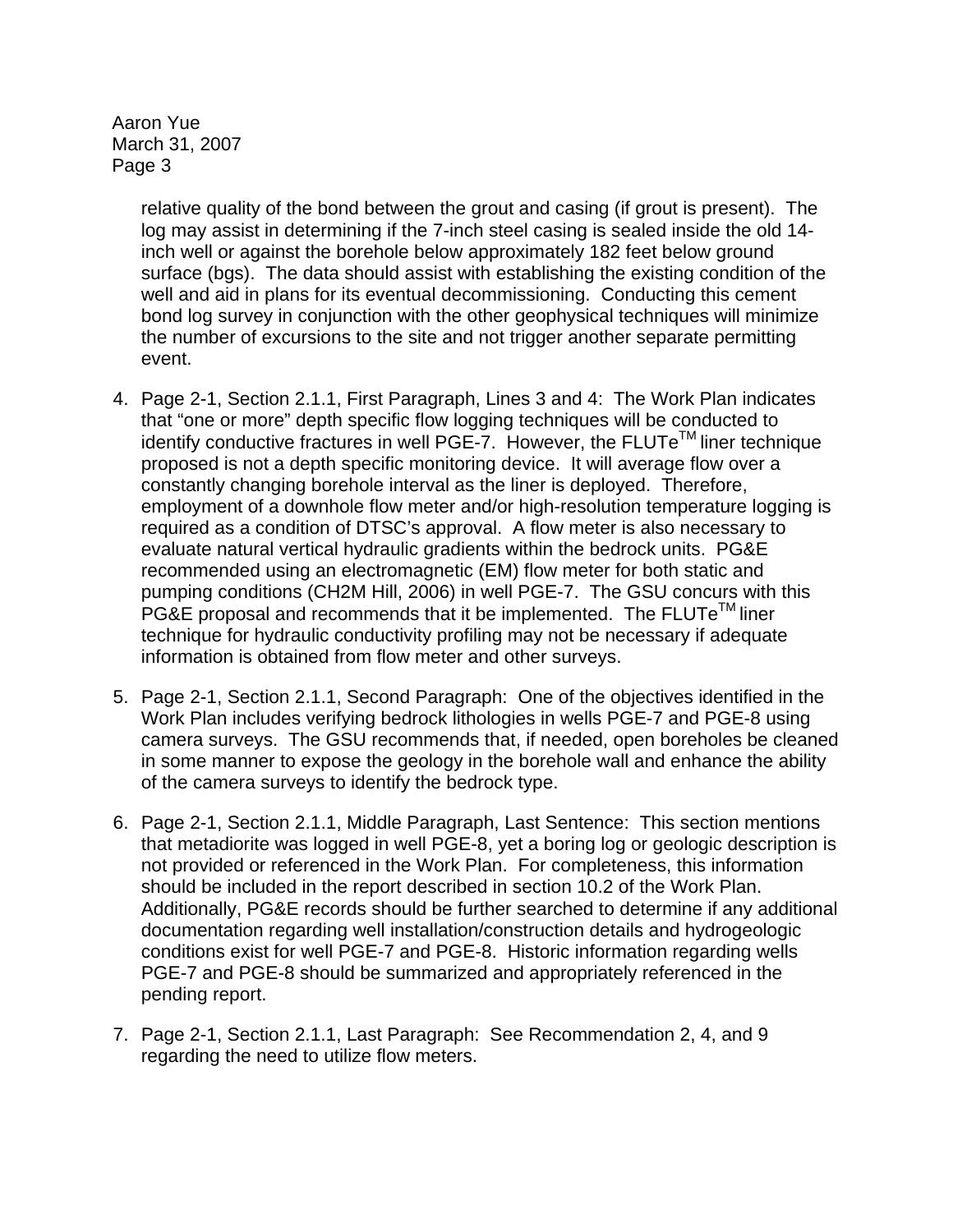relative quality of the bond between the grout and casing (if grout is present). The log may assist in determining if the 7-inch steel casing is sealed inside the old 14-inch well or against the borehole below approximately 182 feet below ground surface (bgs). The data should assist with establishing the existing condition of the well and aid in plans for its eventual decommissioning. Conducting this cement bond log survey in conjunction with the other geophysical techniques will minimize the number of excursions to the site and not trigger another separate permitting event.

4. Page 2-1, Section 2.1.1, First Paragraph, Lines 3 and 4: The Work Plan indicates that "one or more" depth specific flow logging techniques will be conducted to identify conductive fractures in well PGE-7. However, the FLUTe™ liner technique proposed is not a depth specific monitoring device. It will average flow over a constantly changing borehole interval as the liner is deployed. Therefore, employment of a downhole flow meter and/or high-resolution temperature logging is required as a condition of DTSC's approval. A flow meter is also necessary to evaluate natural vertical hydraulic gradients within the bedrock units. PG&E recommended using an electromagnetic (EM) flow meter for both static and pumping conditions (CH2M Hill, 2006) in well PGE-7. The GSU concurs with this PG&E proposal and recommends that it be implemented. The FLUTe™ liner technique for hydraulic conductivity profiling may not be necessary if adequate information is obtained from flow meter and other surveys.

5. Page 2-1, Section 2.1.1, Second Paragraph: One of the objectives identified in the Work Plan includes verifying bedrock lithologies in wells PGE-7 and PGE-8 using camera surveys. The GSU recommends that, if needed, open boreholes be cleaned in some manner to expose the geology in the borehole wall and enhance the ability of the camera surveys to identify the bedrock type.

6. Page 2-1, Section 2.1.1, Middle Paragraph, Last Sentence: This section mentions that metadiorite was logged in well PGE-8, yet a boring log or geologic description is not provided or referenced in the Work Plan. For completeness, this information should be included in the report described in section 10.2 of the Work Plan. Additionally, PG&E records should be further searched to determine if any additional documentation regarding well installation/construction details and hydrogeologic conditions exist for well PGE-7 and PGE-8. Historic information regarding wells PGE-7 and PGE-8 should be summarized and appropriately referenced in the pending report.

7. Page 2-1, Section 2.1.1, Last Paragraph: See Recommendation 2, 4, and 9 regarding the need to utilize flow meters.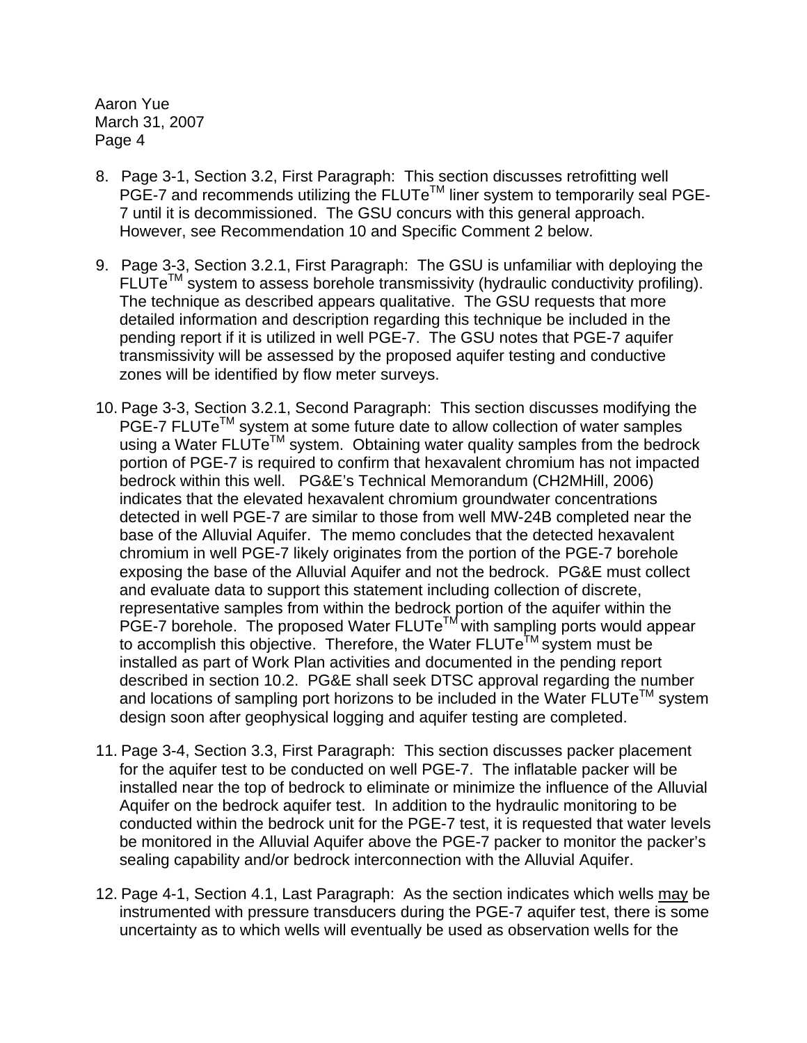8. Page 3-1, Section 3.2, First Paragraph: This section discusses retrofitting well PGE-7 and recommends utilizing the FLUTe™ liner system to temporarily seal PGE-7 until it is decommissioned. The GSU concurs with this general approach. However, see Recommendation 10 and Specific Comment 2 below.

9. Page 3-3, Section 3.2.1, First Paragraph: The GSU is unfamiliar with deploying the FLUTe™ system to assess borehole transmissivity (hydraulic conductivity profiling). The technique as described appears qualitative. The GSU requests that more detailed information and description regarding this technique be included in the pending report if it is utilized in well PGE-7. The GSU notes that PGE-7 aquifer transmissivity will be assessed by the proposed aquifer testing and conductive zones will be identified by flow meter surveys.

10. Page 3-3, Section 3.2.1, Second Paragraph: This section discusses modifying the PGE-7 FLUTe™ system at some future date to allow collection of water samples using a Water FLUTe™ system. Obtaining water quality samples from the bedrock portion of PGE-7 is required to confirm that hexavalent chromium has not impacted bedrock within this well. PG&E's Technical Memorandum (CH2MHill, 2006) indicates that the elevated hexavalent chromium groundwater concentrations detected in well PGE-7 are similar to those from well MW-24B completed near the base of the Alluvial Aquifer. The memo concludes that the detected hexavalent chromium in well PGE-7 likely originates from the portion of the PGE-7 borehole exposing the base of the Alluvial Aquifer and not the bedrock. PG&E must collect and evaluate data to support this statement including collection of discrete, representative samples from within the bedrock portion of the aquifer within the PGE-7 borehole. The proposed Water FLUTe™ with sampling ports would appear to accomplish this objective. Therefore, the Water FLUTe™ system must be installed as part of Work Plan activities and documented in the pending report described in section 10.2. PG&E shall seek DTSC approval regarding the number and locations of sampling port horizons to be included in the Water FLUTe™ system design soon after geophysical logging and aquifer testing are completed.

11. Page 3-4, Section 3.3, First Paragraph: This section discusses packer placement for the aquifer test to be conducted on well PGE-7. The inflatable packer will be installed near the top of bedrock to eliminate or minimize the influence of the Alluvial Aquifer on the bedrock aquifer test. In addition to the hydraulic monitoring to be conducted within the bedrock unit for the PGE-7 test, it is requested that water levels be monitored in the Alluvial Aquifer above the PGE-7 packer to monitor the packer's sealing capability and/or bedrock interconnection with the Alluvial Aquifer.

12. Page 4-1, Section 4.1, Last Paragraph: As the section indicates which wells may be instrumented with pressure transducers during the PGE-7 aquifer test, there is some uncertainty as to which wells will eventually be used as observation wells for the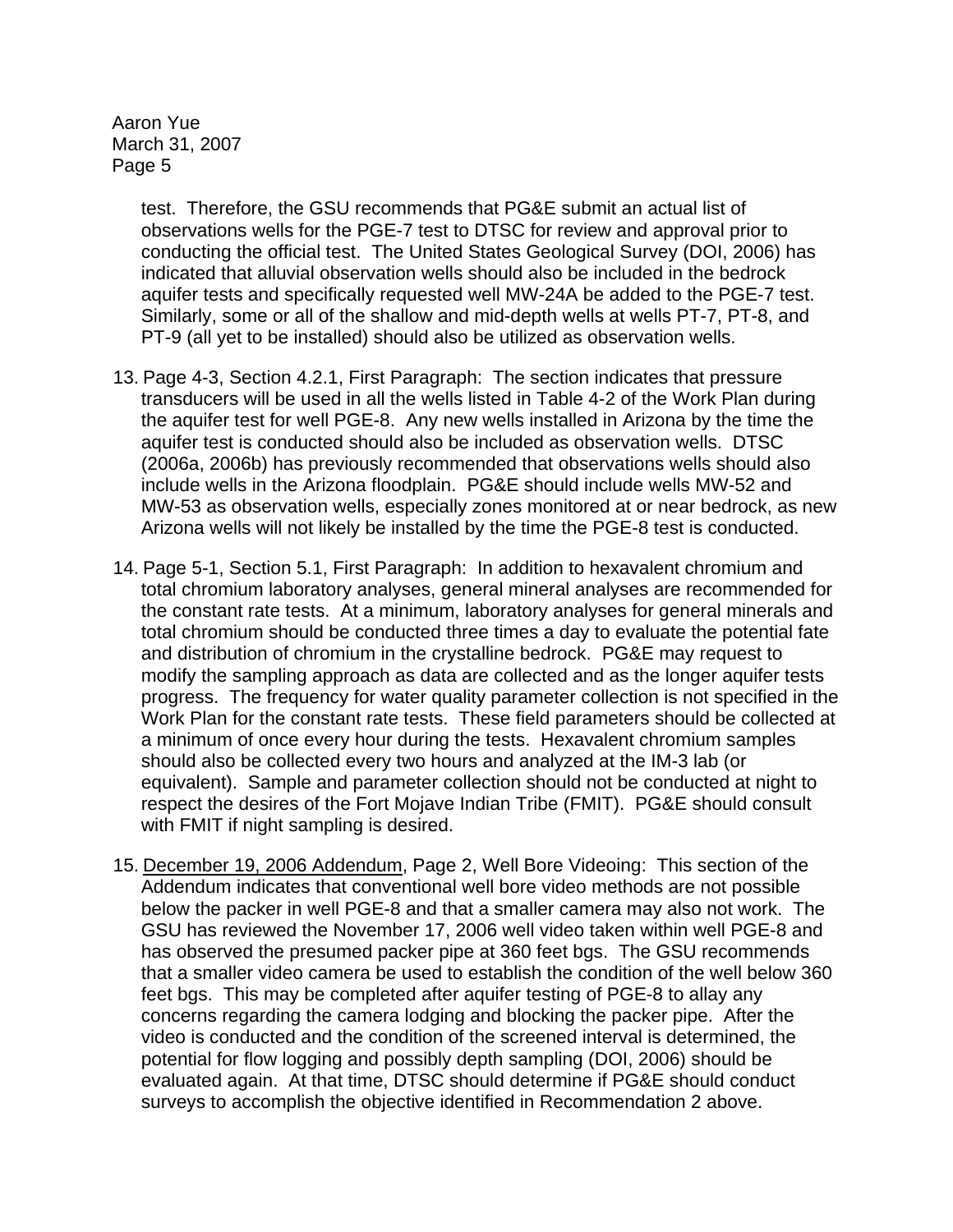test. Therefore, the GSU recommends that PG&E submit an actual list of observations wells for the PGE-7 test to DTSC for review and approval prior to conducting the official test. The United States Geological Survey (DOI, 2006) has indicated that alluvial observation wells should also be included in the bedrock aquifer tests and specifically requested well MW-24A be added to the PGE-7 test. Similarly, some or all of the shallow and mid-depth wells at wells PT-7, PT-8, and PT-9 (all yet to be installed) should also be utilized as observation wells.

13. Page 4-3, Section 4.2.1, First Paragraph: The section indicates that pressure transducers will be used in all the wells listed in Table 4-2 of the Work Plan during the aquifer test for well PGE-8. Any new wells installed in Arizona by the time the aquifer test is conducted should also be included as observation wells. DTSC (2006a, 2006b) has previously recommended that observations wells should also include wells in the Arizona floodplain. PG&E should include wells MW-52 and MW-53 as observation wells, especially zones monitored at or near bedrock, as new Arizona wells will not likely be installed by the time the PGE-8 test is conducted.

14. Page 5-1, Section 5.1, First Paragraph: In addition to hexavalent chromium and total chromium laboratory analyses, general mineral analyses are recommended for the constant rate tests. At a minimum, laboratory analyses for general minerals and total chromium should be conducted three times a day to evaluate the potential fate and distribution of chromium in the crystalline bedrock. PG&E may request to modify the sampling approach as data are collected and as the longer aquifer tests progress. The frequency for water quality parameter collection is not specified in the Work Plan for the constant rate tests. These field parameters should be collected at a minimum of once every hour during the tests. Hexavalent chromium samples should also be collected every two hours and analyzed at the IM-3 lab (or equivalent). Sample and parameter collection should not be conducted at night to respect the desires of the Fort Mojave Indian Tribe (FMIT). PG&E should consult with FMIT if night sampling is desired.

15. <u>December 19, 2006 Addendum</u>, Page 2, Well Bore Videoing: This section of the Addendum indicates that conventional well bore video methods are not possible below the packer in well PGE-8 and that a smaller camera may also not work. The GSU has reviewed the November 17, 2006 well video taken within well PGE-8 and has observed the presumed packer pipe at 360 feet bgs. The GSU recommends that a smaller video camera be used to establish the condition of the well below 360 feet bgs. This may be completed after aquifer testing of PGE-8 to allay any concerns regarding the camera lodging and blocking the packer pipe. After the video is conducted and the condition of the screened interval is determined, the potential for flow logging and possibly depth sampling (DOI, 2006) should be evaluated again. At that time, DTSC should determine if PG&E should conduct surveys to accomplish the objective identified in Recommendation 2 above.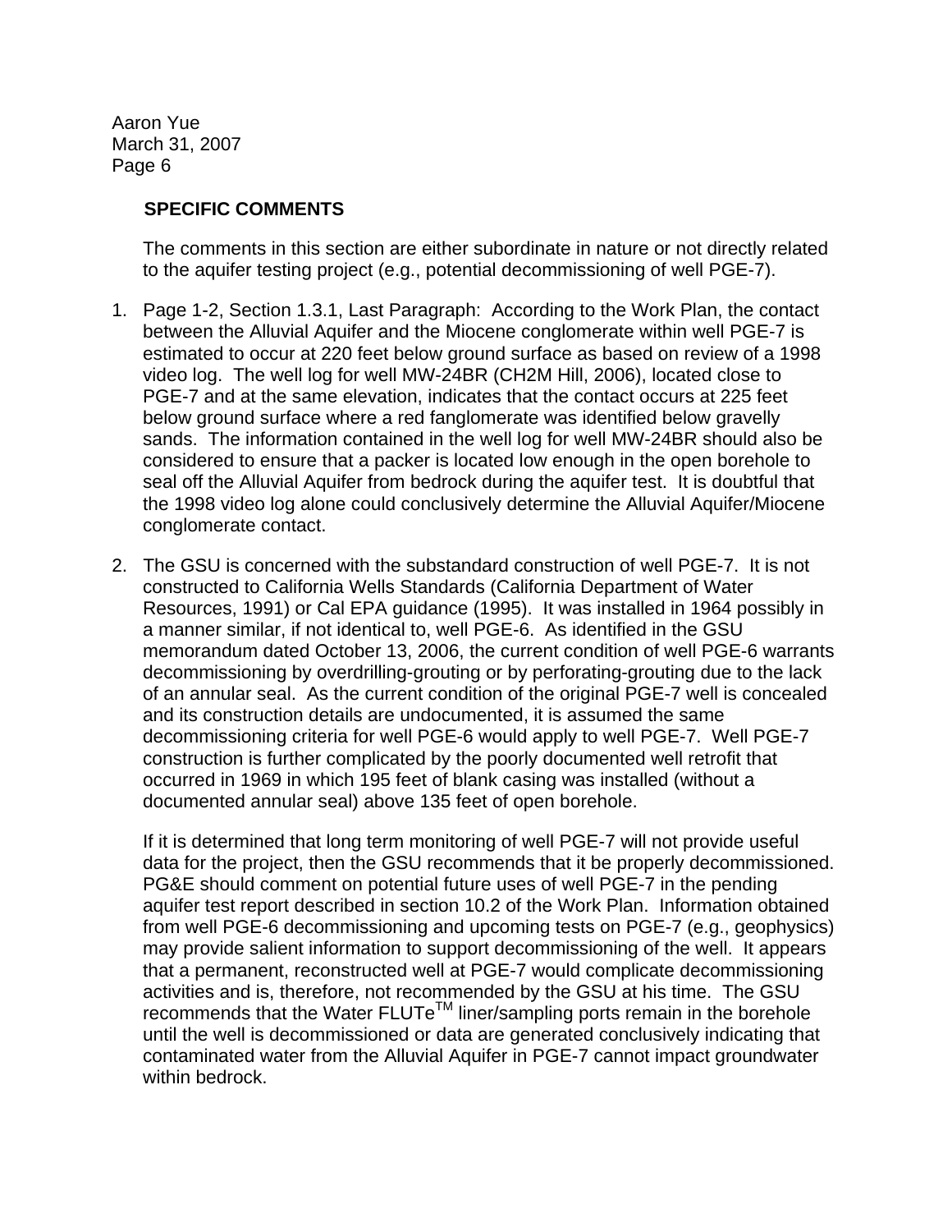**SPECIFIC COMMENTS**

The comments in this section are either subordinate in nature or not directly related to the aquifer testing project (e.g., potential decommissioning of well PGE-7).

1. Page 1-2, Section 1.3.1, Last Paragraph: According to the Work Plan, the contact between the Alluvial Aquifer and the Miocene conglomerate within well PGE-7 is estimated to occur at 220 feet below ground surface as based on review of a 1998 video log. The well log for well MW-24BR (CH2M Hill, 2006), located close to PGE-7 and at the same elevation, indicates that the contact occurs at 225 feet below ground surface where a red fanglomerate was identified below gravelly sands. The information contained in the well log for well MW-24BR should also be considered to ensure that a packer is located low enough in the open borehole to seal off the Alluvial Aquifer from bedrock during the aquifer test. It is doubtful that the 1998 video log alone could conclusively determine the Alluvial Aquifer/Miocene conglomerate contact.

2. The GSU is concerned with the substandard construction of well PGE-7. It is not constructed to California Wells Standards (California Department of Water Resources, 1991) or Cal EPA guidance (1995). It was installed in 1964 possibly in a manner similar, if not identical to, well PGE-6. As identified in the GSU memorandum dated October 13, 2006, the current condition of well PGE-6 warrants decommissioning by overdrilling-grouting or by perforating-grouting due to the lack of an annular seal. As the current condition of the original PGE-7 well is concealed and its construction details are undocumented, it is assumed the same decommissioning criteria for well PGE-6 would apply to well PGE-7. Well PGE-7 construction is further complicated by the poorly documented well retrofit that occurred in 1969 in which 195 feet of blank casing was installed (without a documented annular seal) above 135 feet of open borehole.

   If it is determined that long term monitoring of well PGE-7 will not provide useful data for the project, then the GSU recommends that it be properly decommissioned. PG&E should comment on potential future uses of well PGE-7 in the pending aquifer test report described in section 10.2 of the Work Plan. Information obtained from well PGE-6 decommissioning and upcoming tests on PGE-7 (e.g., geophysics) may provide salient information to support decommissioning of the well. It appears that a permanent, reconstructed well at PGE-7 would complicate decommissioning activities and is, therefore, not recommended by the GSU at his time. The GSU recommends that the Water FLUTe™ liner/sampling ports remain in the borehole until the well is decommissioned or data are generated conclusively indicating that contaminated water from the Alluvial Aquifer in PGE-7 cannot impact groundwater within bedrock.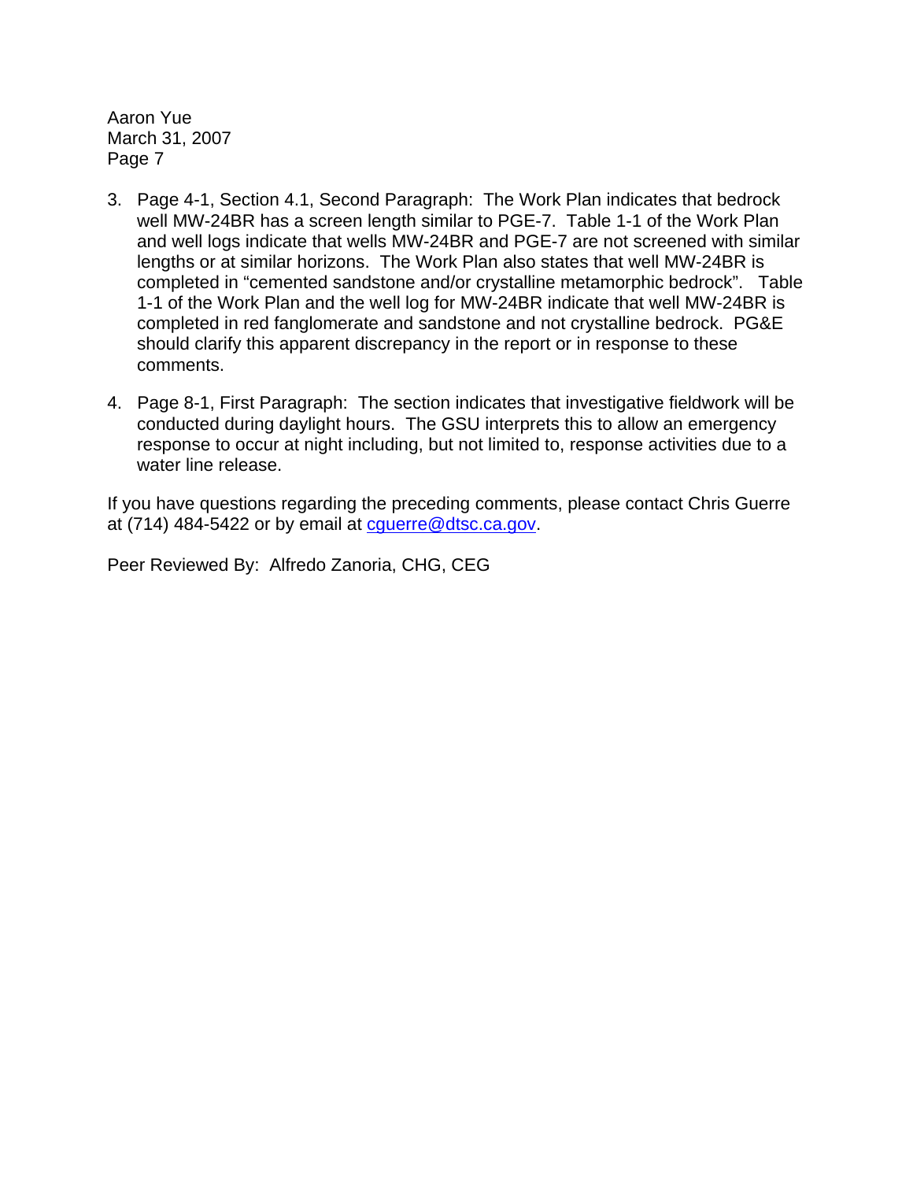3. Page 4-1, Section 4.1, Second Paragraph: The Work Plan indicates that bedrock well MW-24BR has a screen length similar to PGE-7. Table 1-1 of the Work Plan and well logs indicate that wells MW-24BR and PGE-7 are not screened with similar lengths or at similar horizons. The Work Plan also states that well MW-24BR is completed in "cemented sandstone and/or crystalline metamorphic bedrock". Table 1-1 of the Work Plan and the well log for MW-24BR indicate that well MW-24BR is completed in red fanglomerate and sandstone and not crystalline bedrock. PG&E should clarify this apparent discrepancy in the report or in response to these comments.

4. Page 8-1, First Paragraph: The section indicates that investigative fieldwork will be conducted during daylight hours. The GSU interprets this to allow an emergency response to occur at night including, but not limited to, response activities due to a water line release.

If you have questions regarding the preceding comments, please contact Chris Guerre at (714) 484-5422 or by email at cguerre@dtsc.ca.gov.

Peer Reviewed By: Alfredo Zanoria, CHG, CEG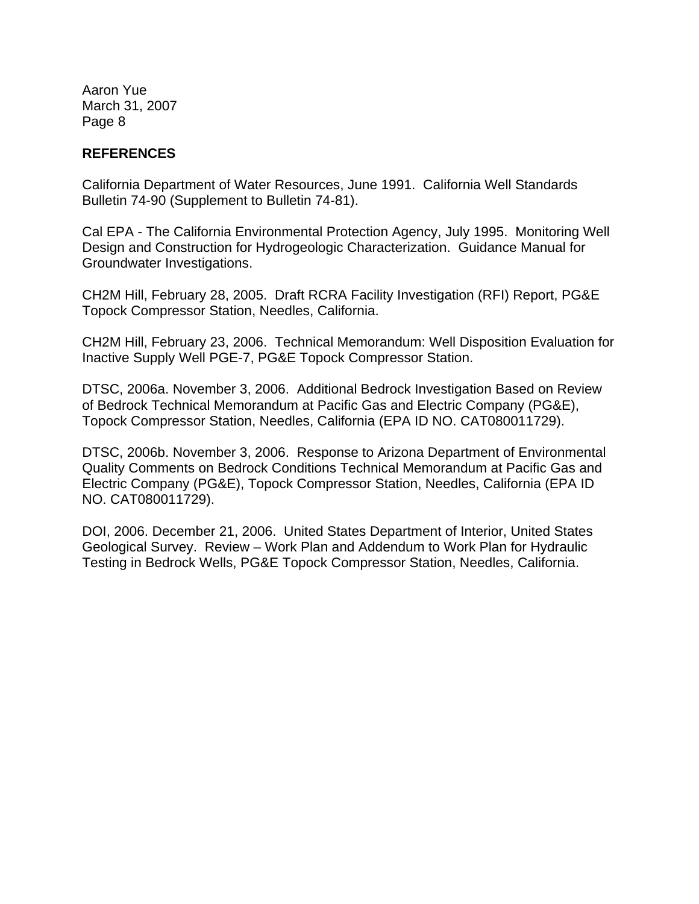## REFERENCES

California Department of Water Resources, June 1991. California Well Standards Bulletin 74-90 (Supplement to Bulletin 74-81).

Cal EPA - The California Environmental Protection Agency, July 1995. Monitoring Well Design and Construction for Hydrogeologic Characterization. Guidance Manual for Groundwater Investigations.

CH2M Hill, February 28, 2005. Draft RCRA Facility Investigation (RFI) Report, PG&E Topock Compressor Station, Needles, California.

CH2M Hill, February 23, 2006. Technical Memorandum: Well Disposition Evaluation for Inactive Supply Well PGE-7, PG&E Topock Compressor Station.

DTSC, 2006a. November 3, 2006. Additional Bedrock Investigation Based on Review of Bedrock Technical Memorandum at Pacific Gas and Electric Company (PG&E), Topock Compressor Station, Needles, California (EPA ID NO. CAT080011729).

DTSC, 2006b. November 3, 2006. Response to Arizona Department of Environmental Quality Comments on Bedrock Conditions Technical Memorandum at Pacific Gas and Electric Company (PG&E), Topock Compressor Station, Needles, California (EPA ID NO. CAT080011729).

DOI, 2006. December 21, 2006. United States Department of Interior, United States Geological Survey. Review – Work Plan and Addendum to Work Plan for Hydraulic Testing in Bedrock Wells, PG&E Topock Compressor Station, Needles, California.